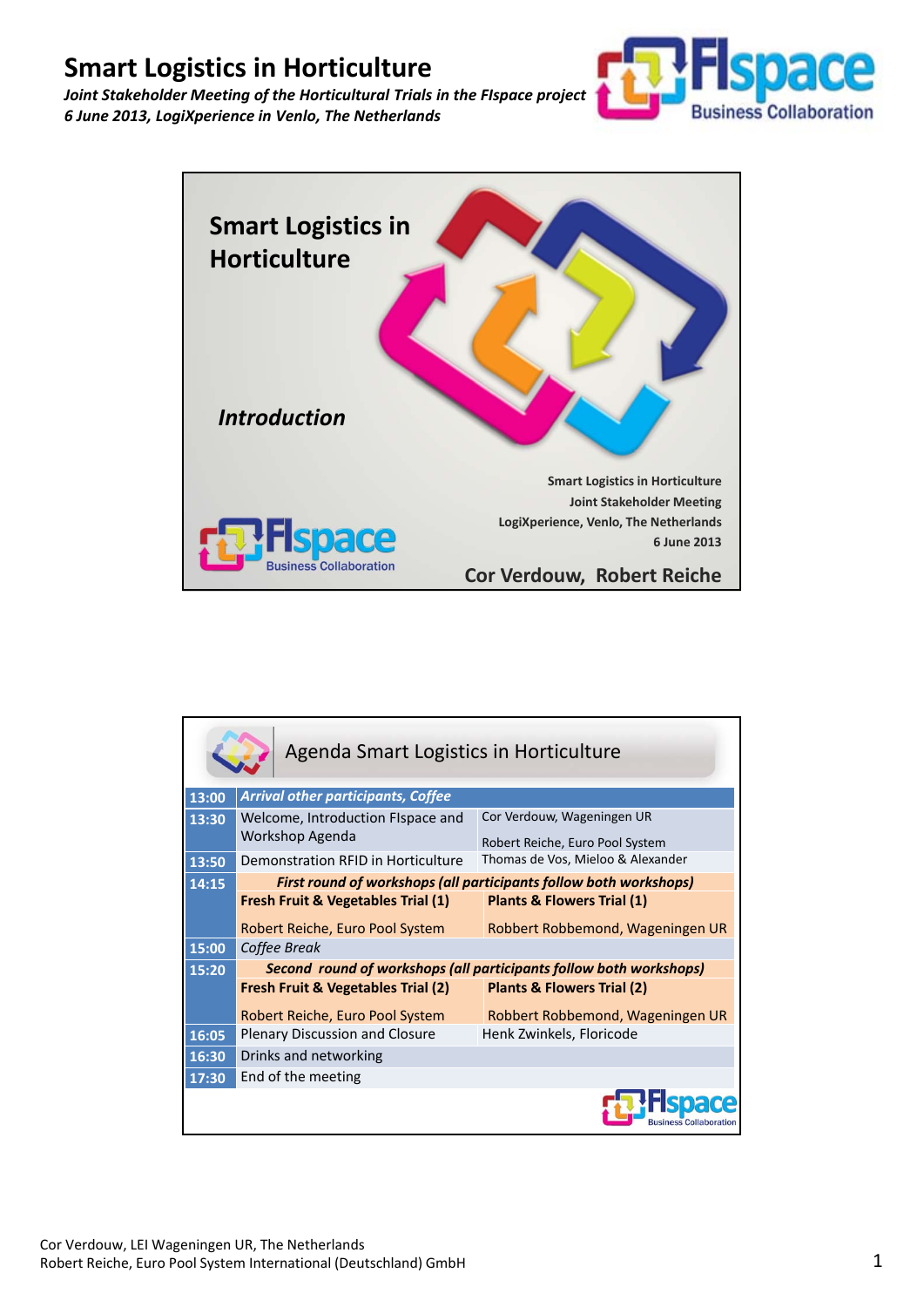# Smart Logistics in Horticulture

*Joint Stakeholder Meeting of the Horticultural Trials in the FIspace project*
*6 June 2013, LogiXperience in Venlo, The Netherlands*

## Smart Logistics in Horticulture

### *Introduction*

Smart Logistics in Horticulture
Joint Stakeholder Meeting
LogiXperience, Venlo, The Netherlands
6 June 2013

**Cor Verdouw, Robert Reiche**

## Agenda Smart Logistics in Horticulture

| Time | Item | Presenter |
|---|---|---|
| 13:00 | *Arrival other participants, Coffee* | |
| 13:30 | Welcome, Introduction FIspace and Workshop Agenda | Cor Verdouw, Wageningen UR<br>Robert Reiche, Euro Pool System |
| 13:50 | Demonstration RFID in Horticulture | Thomas de Vos, Mieloo & Alexander |
| 14:15 | ***First round of workshops (all participants follow both workshops)*** | |
| | **Fresh Fruit & Vegetables Trial (1)**<br>Robert Reiche, Euro Pool System | **Plants & Flowers Trial (1)**<br>Robbert Robbemond, Wageningen UR |
| 15:00 | *Coffee Break* | |
| 15:20 | ***Second round of workshops (all participants follow both workshops)*** | |
| | **Fresh Fruit & Vegetables Trial (2)**<br>Robert Reiche, Euro Pool System | **Plants & Flowers Trial (2)**<br>Robbert Robbemond, Wageningen UR |
| 16:05 | Plenary Discussion and Closure | Henk Zwinkels, Floricode |
| 16:30 | Drinks and networking | |
| 17:30 | End of the meeting | |

Cor Verdouw, LEI Wageningen UR, The Netherlands
Robert Reiche, Euro Pool System International (Deutschland) GmbH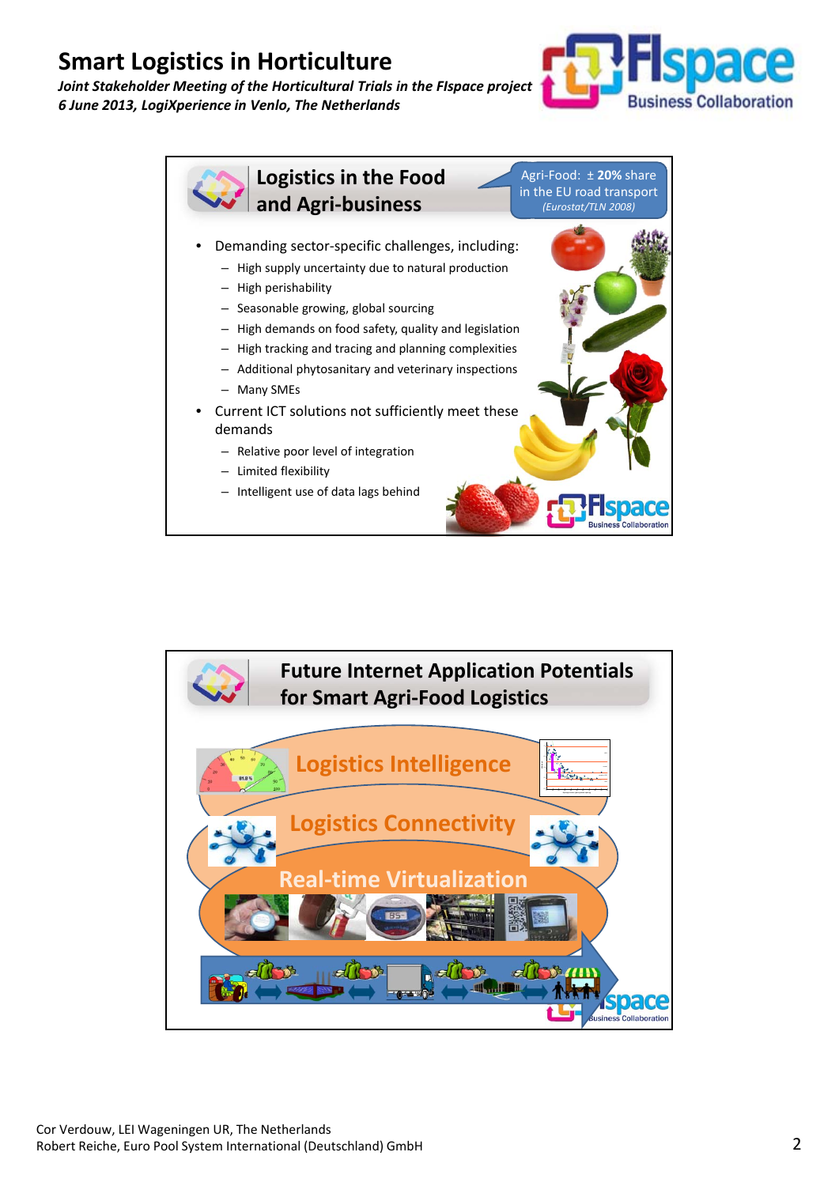# Smart Logistics in Horticulture

*Joint Stakeholder Meeting of the Horticultural Trials in the FIspace project*
*6 June 2013, LogiXperience in Venlo, The Netherlands*

## Logistics in the Food and Agri-business

Agri-Food: ± **20%** share in the EU road transport *(Eurostat/TLN 2008)*

- Demanding sector-specific challenges, including:
  - High supply uncertainty due to natural production
  - High perishability
  - Seasonable growing, global sourcing
  - High demands on food safety, quality and legislation
  - High tracking and tracing and planning complexities
  - Additional phytosanitary and veterinary inspections
  - Many SMEs
- Current ICT solutions not sufficiently meet these demands
  - Relative poor level of integration
  - Limited flexibility
  - Intelligent use of data lags behind

## Future Internet Application Potentials for Smart Agri-Food Logistics

- Logistics Intelligence
- Logistics Connectivity
- Real-time Virtualization

Cor Verdouw, LEI Wageningen UR, The Netherlands
Robert Reiche, Euro Pool System International (Deutschland) GmbH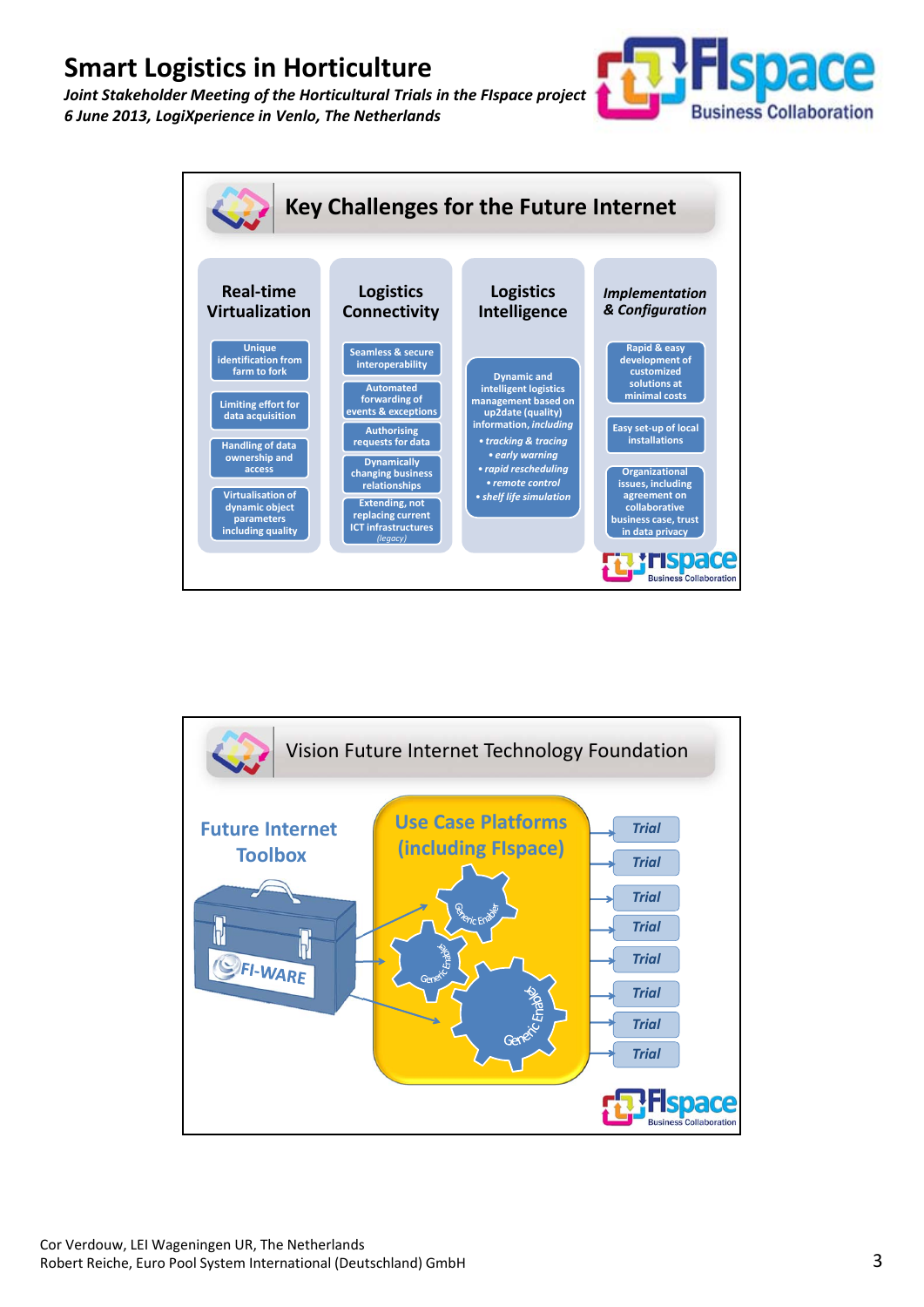# Smart Logistics in Horticulture

*Joint Stakeholder Meeting of the Horticultural Trials in the FIspace project*
*6 June 2013, LogiXperience in Venlo, The Netherlands*

## Key Challenges for the Future Internet

### Real-time Virtualization
- Unique identification from farm to fork
- Limiting effort for data acquisition
- Handling of data ownership and access
- Virtualisation of dynamic object parameters including quality

### Logistics Connectivity
- Seamless & secure interoperability
- Automated forwarding of events & exceptions
- Authorising requests for data
- Dynamically changing business relationships
- Extending, not replacing current ICT infrastructures *(legacy)*

### Logistics Intelligence
- Dynamic and intelligent logistics management based on up2date (quality) information, *including*
  - *tracking & tracing*
  - *early warning*
  - *rapid rescheduling*
  - *remote control*
  - *shelf life simulation*

### *Implementation & Configuration*
- Rapid & easy development of customized solutions at minimal costs
- Easy set-up of local installations
- Organizational issues, including agreement on collaborative business case, trust in data privacy

## Vision Future Internet Technology Foundation

**Future Internet Toolbox** (FI-WARE) → Generic Enabler → **Use Case Platforms (including FIspace)** → Trial, Trial, Trial, Trial, Trial, Trial, Trial, Trial

Cor Verdouw, LEI Wageningen UR, The Netherlands
Robert Reiche, Euro Pool System International (Deutschland) GmbH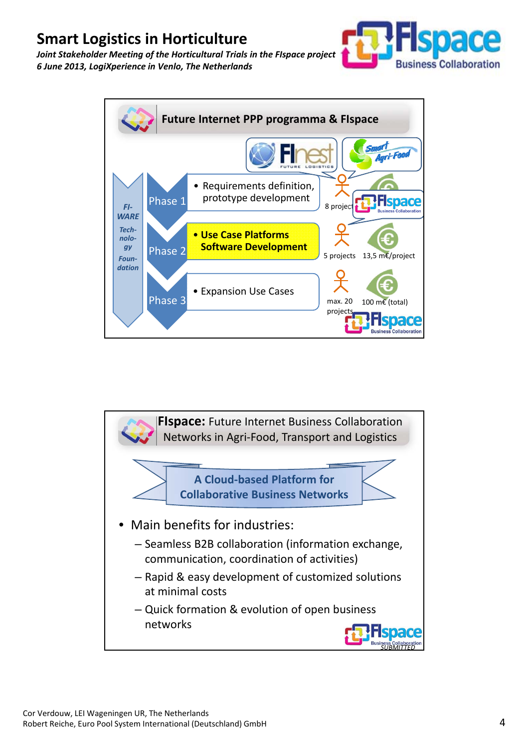# Smart Logistics in Horticulture

*Joint Stakeholder Meeting of the Horticultural Trials in the FIspace project*
*6 June 2013, LogiXperience in Venlo, The Netherlands*

## Future Internet PPP programma & FIspace

FI-WARE Technology Foundation

| Phase | Activities | Projects | Funding |
|---|---|---|---|
| Phase 1 | Requirements definition, prototype development | 8 projects | |
| Phase 2 | **Use Case Platforms Software Development** | 5 projects | 13,5 m€/project |
| Phase 3 | Expansion Use Cases | max. 20 projects | 100 m€ (total) |

## FIspace: Future Internet Business Collaboration Networks in Agri-Food, Transport and Logistics

**A Cloud-based Platform for Collaborative Business Networks**

- Main benefits for industries:
  - Seamless B2B collaboration (information exchange, communication, coordination of activities)
  - Rapid & easy development of customized solutions at minimal costs
  - Quick formation & evolution of open business networks

Cor Verdouw, LEI Wageningen UR, The Netherlands
Robert Reiche, Euro Pool System International (Deutschland) GmbH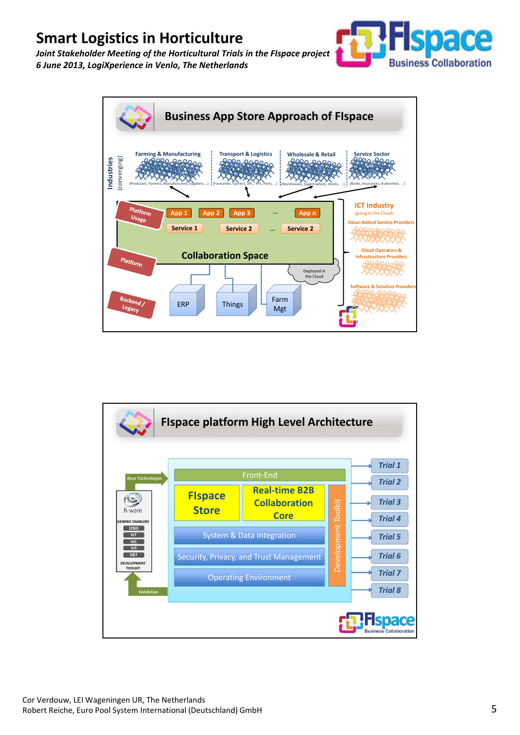# Smart Logistics in Horticulture

*Joint Stakeholder Meeting of the Horticultural Trials in the FIspace project*
*6 June 2013, LogiXperience in Venlo, The Netherlands*

## Business App Store Approach of FIspace

Industries (converging)

- Farming & Manufacturing (Producers, Farmers, Manufacturers, Suppliers, ..)
- Transport & Logistics (Forwarder, Carriers, 3PL / 4PL, Ports, ..)
- Wholesale & Retail (Warehouses, Supermarkets, Stores, ..)
- Service Sector (Banks, Insurances, Authorities, ..)

Platform Usage: App 1, App 2, App 3, ..., App n; Service 1, Service 2, ..., Service 2

Platform: Collaboration Space — Deployed in the Cloud

Backend / Legacy: ERP, Things, Farm Mgt

ICT Industry (going to the Cloud)
- Value-Added Service Providers
- Cloud Operators & Infrastructure Providers
- Software & Solution Providers

## FIspace platform High Level Architecture

- Front-End
- FIspace Store
- Real-time B2B Collaboration Core
- System & Data Integration
- Security, Privacy, and Trust Management
- Operating Environment
- Development Toolkit

Base Technologies — fi-ware GENERIC ENABLERS: I2ND, IoT, IoC, IoS, S&T; DEVELOPMENT TOOLKIT — Validation

Trial 1, Trial 2, Trial 3, Trial 4, Trial 5, Trial 6, Trial 7, Trial 8

Cor Verdouw, LEI Wageningen UR, The Netherlands
Robert Reiche, Euro Pool System International (Deutschland) GmbH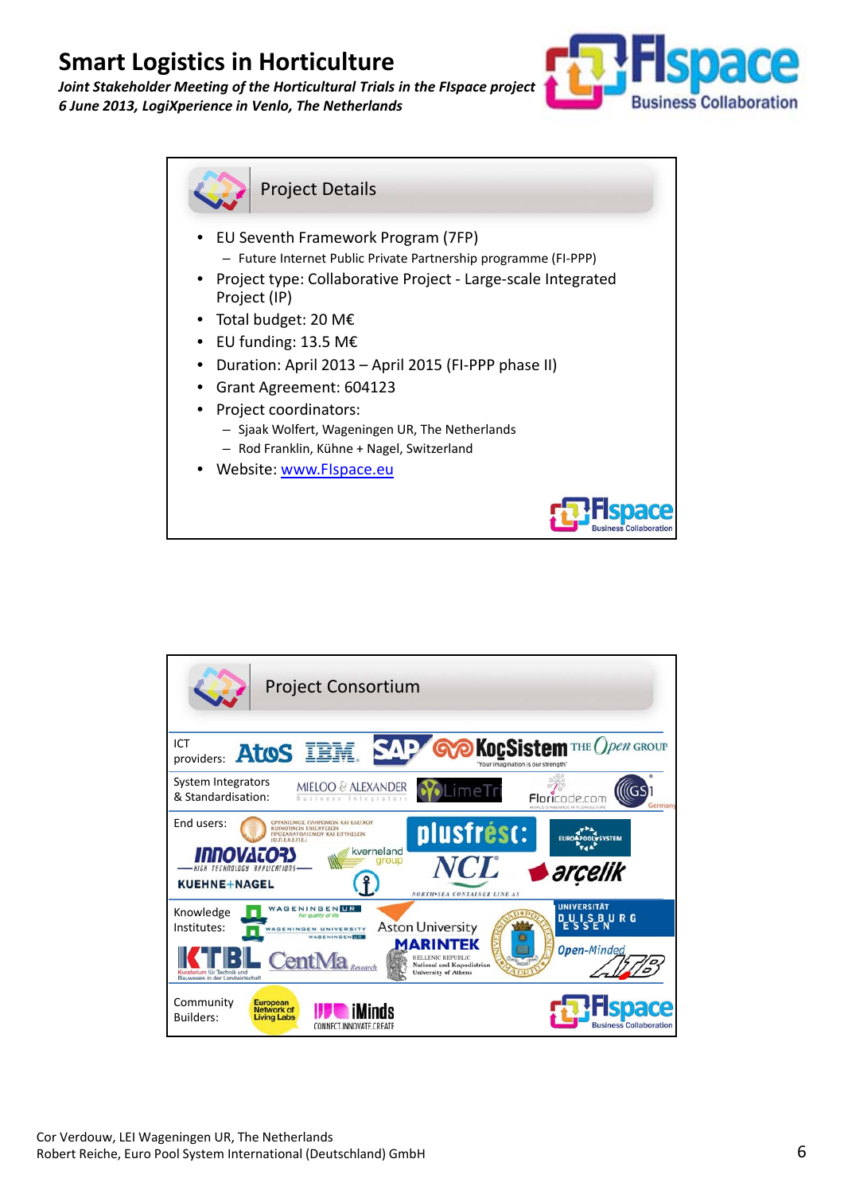# Smart Logistics in Horticulture

*Joint Stakeholder Meeting of the Horticultural Trials in the FIspace project*
*6 June 2013, LogiXperience in Venlo, The Netherlands*

## Project Details

- EU Seventh Framework Program (7FP)
  - Future Internet Public Private Partnership programme (FI-PPP)
- Project type: Collaborative Project - Large-scale Integrated Project (IP)
- Total budget: 20 M€
- EU funding: 13.5 M€
- Duration: April 2013 – April 2015 (FI-PPP phase II)
- Grant Agreement: 604123
- Project coordinators:
  - Sjaak Wolfert, Wageningen UR, The Netherlands
  - Rod Franklin, Kühne + Nagel, Switzerland
- Website: www.FIspace.eu

## Project Consortium

| Category | Partners |
|---|---|
| ICT providers: | Atos, IBM, SAP, KoçSistem, The Open Group |
| System Integrators & Standardisation: | Mieloo & Alexander, LimeTri, Floricode.com, GS1 Germany |
| End users: | ΟΡΓΑΝΙΣΜΟΣ ΓΕΩΡΓΙΚΩΝ ΚΑΙ ΕΛΕΓΧΟΥ ΚΟΙΝΟΤΙΚΩΝ ΕΝΙΣΧΥΣΕΩΝ ΠΡΟΣΑΝΑΤΟΛΙΣΜΟΥ ΚΑΙ ΕΓΓΥΗΣΕΩΝ (Ο.Π.Ε.Κ.Ε.Π.Ε.), plusfresc, Euro Pool System, Innovators, Kverneland Group, NCL North Sea Container Line AS, Arçelik, Kuehne+Nagel |
| Knowledge Institutes: | Wageningen UR, Aston University, Marintek, Universidad Politécnica de Madrid, Universität Duisburg Essen, KTBL, CentMa Research, Hellenic Republic National and Kapodistrian University of Athens, Open-Minded ATB |
| Community Builders: | European Network of Living Labs, iMinds |

Cor Verdouw, LEI Wageningen UR, The Netherlands
Robert Reiche, Euro Pool System International (Deutschland) GmbH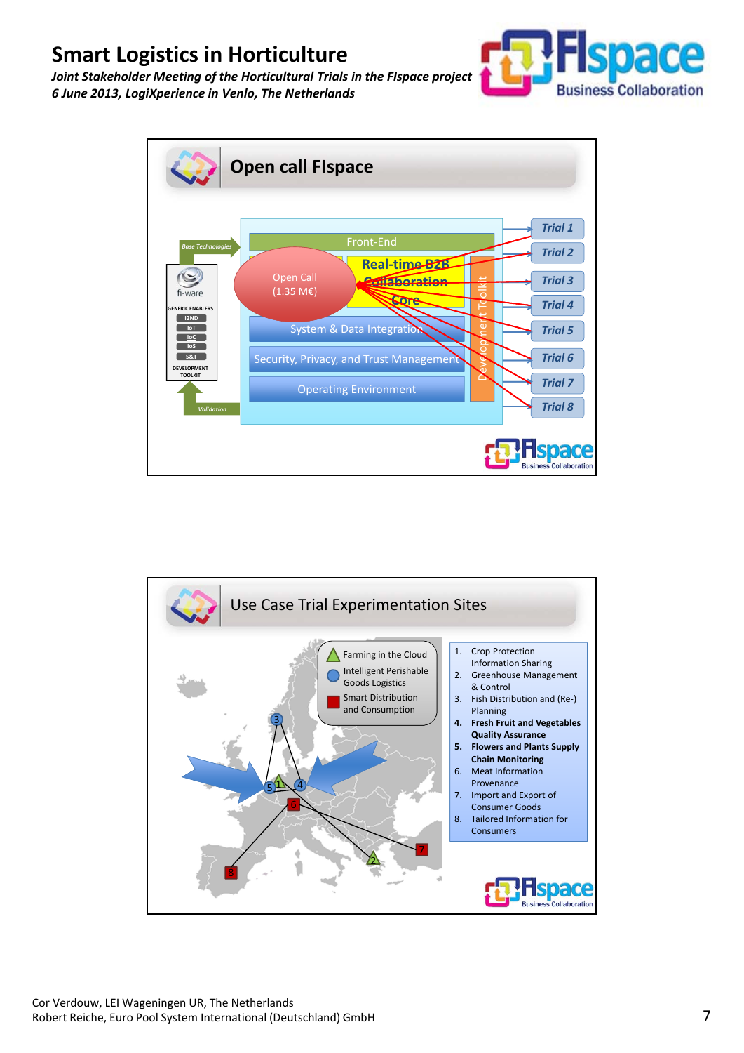# Smart Logistics in Horticulture

*Joint Stakeholder Meeting of the Horticultural Trials in the FIspace project*
*6 June 2013, LogiXperience in Venlo, The Netherlands*

## Open call FIspace

Base Technologies

fi-ware

GENERIC ENABLERS
- I2ND
- IoT
- IoC
- IoS
- S&T

DEVELOPMENT TOOLKIT

Validation

Open Call (1.35 M€)

- Front-End
- Real-time B2B Collaboration Core
- System & Data Integration
- Security, Privacy, and Trust Management
- Operating Environment
- Development Toolkit

Trial 1, Trial 2, Trial 3, Trial 4, Trial 5, Trial 6, Trial 7, Trial 8

## Use Case Trial Experimentation Sites

- Farming in the Cloud
- Intelligent Perishable Goods Logistics
- Smart Distribution and Consumption

1. Crop Protection Information Sharing
2. Greenhouse Management & Control
3. Fish Distribution and (Re-) Planning
4. **Fresh Fruit and Vegetables Quality Assurance**
5. **Flowers and Plants Supply Chain Monitoring**
6. Meat Information Provenance
7. Import and Export of Consumer Goods
8. Tailored Information for Consumers

Cor Verdouw, LEI Wageningen UR, The Netherlands
Robert Reiche, Euro Pool System International (Deutschland) GmbH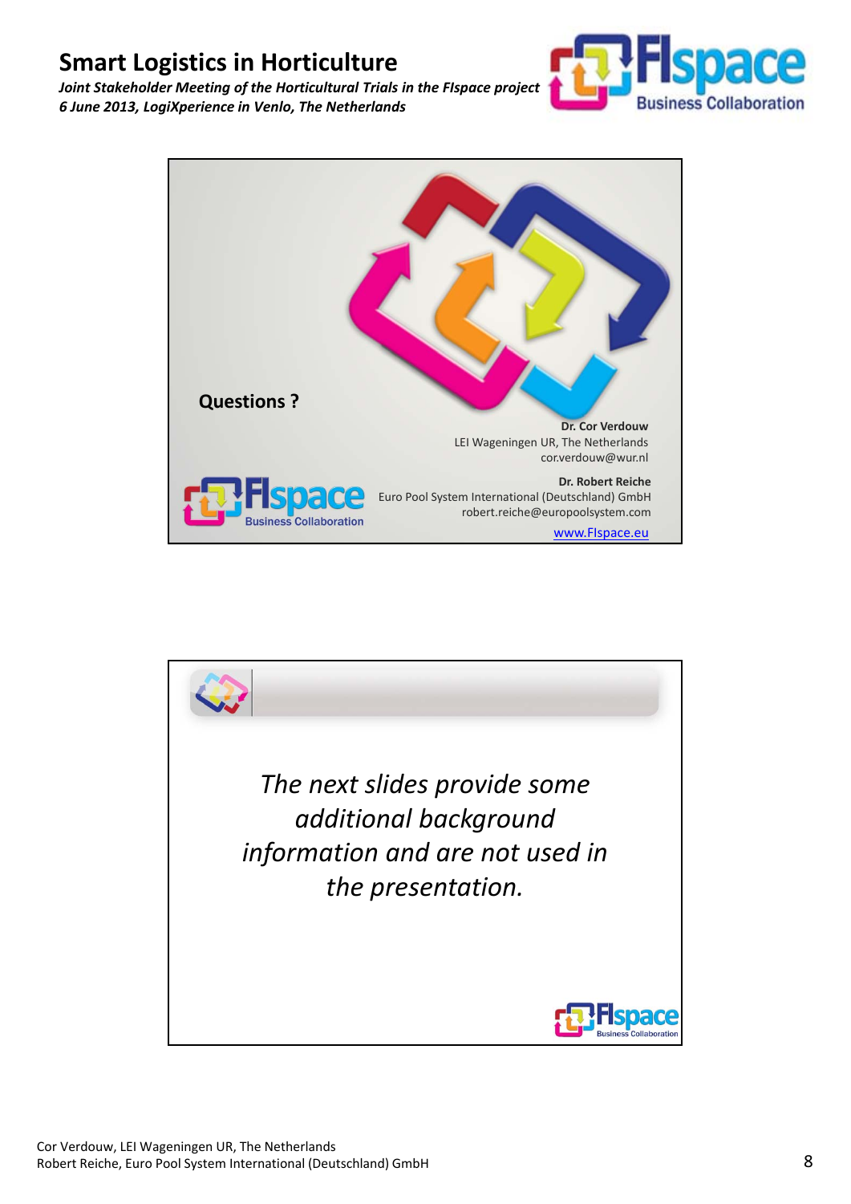Questions ?

**Dr. Cor Verdouw**
LEI Wageningen UR, The Netherlands
cor.verdouw@wur.nl

**Dr. Robert Reiche**
Euro Pool System International (Deutschland) GmbH
robert.reiche@europoolsystem.com

www.FIspace.eu

*The next slides provide some additional background information and are not used in the presentation.*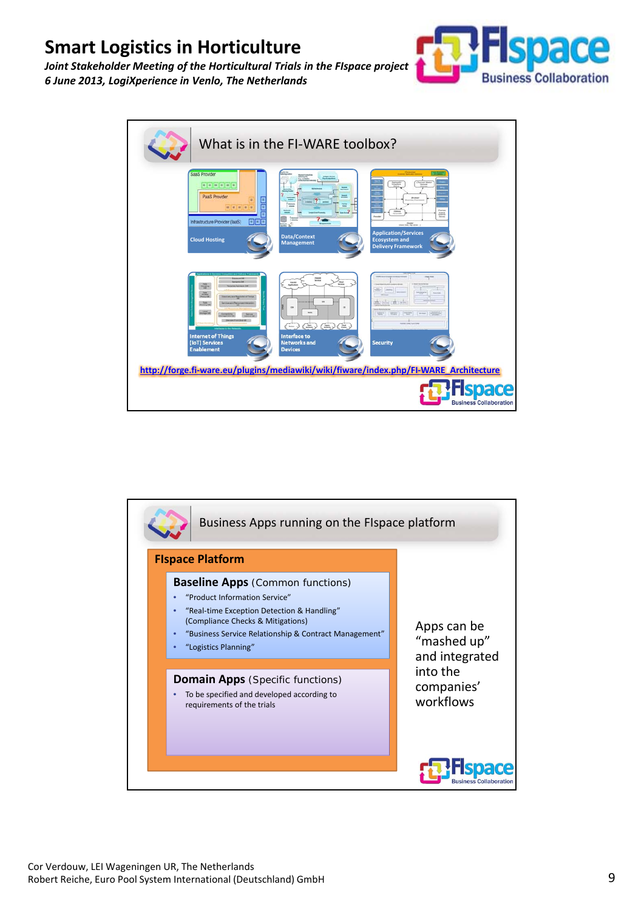# Smart Logistics in Horticulture

*Joint Stakeholder Meeting of the Horticultural Trials in the FIspace project*
*6 June 2013, LogiXperience in Venlo, The Netherlands*

## What is in the FI-WARE toolbox?

- Cloud Hosting
- Data/Context Management
- Application/Services Ecosystem and Delivery Framework
- Internet of Things [IoT] Services Enablement
- Interface to Networks and Devices
- Security

http://forge.fi-ware.eu/plugins/mediawiki/wiki/fiware/index.php/FI-WARE_Architecture

## Business Apps running on the FIspace platform

**FIspace Platform**

**Baseline Apps** (Common functions)

- "Product Information Service"
- "Real-time Exception Detection & Handling" (Compliance Checks & Mitigations)
- "Business Service Relationship & Contract Management"
- "Logistics Planning"

**Domain Apps** (Specific functions)

- To be specified and developed according to requirements of the trials

Apps can be "mashed up" and integrated into the companies' workflows

Cor Verdouw, LEI Wageningen UR, The Netherlands
Robert Reiche, Euro Pool System International (Deutschland) GmbH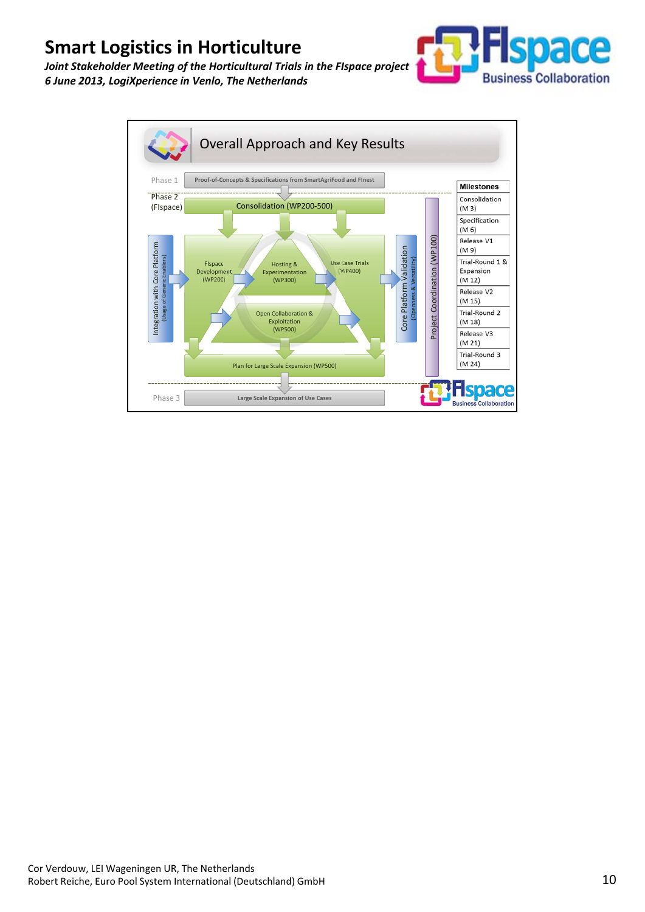# Smart Logistics in Horticulture

*Joint Stakeholder Meeting of the Horticultural Trials in the FIspace project*
*6 June 2013, LogiXperience in Venlo, The Netherlands*

Overall Approach and Key Results

Phase 1

Proof-of-Concepts & Specifications from SmartAgriFood and FInest

Phase 2 (FIspace)

Consolidation (WP200-500)

Integration with Core Platform (Usage of Generic Enablers)

FIspace Development (WP200)

Hosting & Experimentation (WP300)

Use Case Trials (WP400)

Open Collaboration & Exploitation (WP500)

Core Platform Validation (Openness & Versatility)

Project Coordination (WP100)

Plan for Large Scale Expansion (WP500)

Phase 3

Large Scale Expansion of Use Cases

Milestones

Consolidation (M 3)

Specification (M 6)

Release V1 (M 9)

Trial-Round 1 & Expansion (M 12)

Release V2 (M 15)

Trial-Round 2 (M 18)

Release V3 (M 21)

Trial-Round 3 (M 24)

Cor Verdouw, LEI Wageningen UR, The Netherlands
Robert Reiche, Euro Pool System International (Deutschland) GmbH